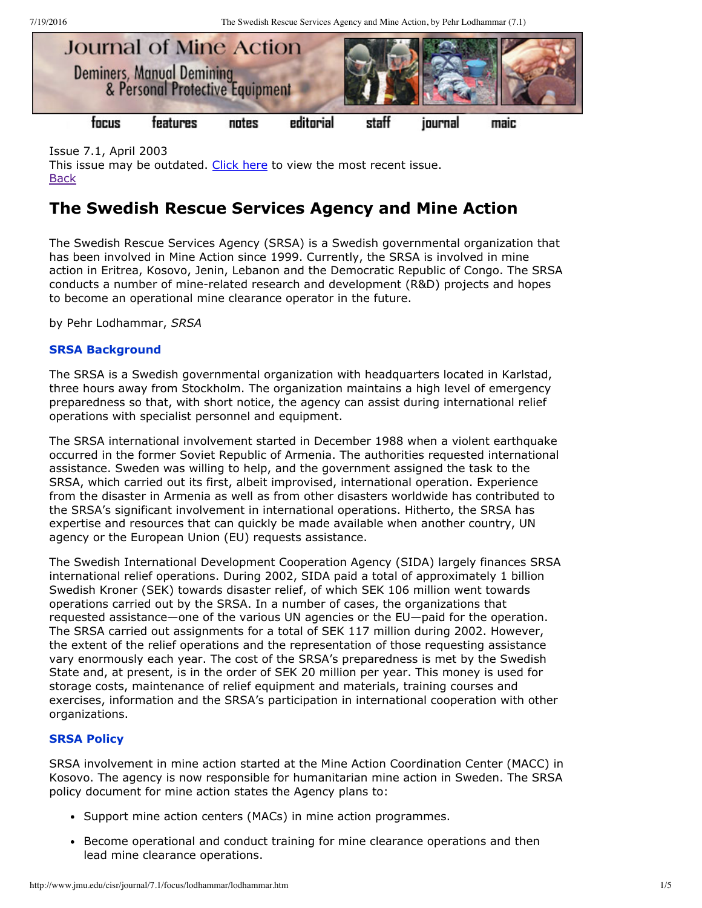Issue 7.1, April 2003
This issue may be outdated. Click here to view the most recent issue.
Back

# The Swedish Rescue Services Agency and Mine Action

The Swedish Rescue Services Agency (SRSA) is a Swedish governmental organization that has been involved in Mine Action since 1999. Currently, the SRSA is involved in mine action in Eritrea, Kosovo, Jenin, Lebanon and the Democratic Republic of Congo. The SRSA conducts a number of mine-related research and development (R&D) projects and hopes to become an operational mine clearance operator in the future.

by Pehr Lodhammar, *SRSA*

### SRSA Background

The SRSA is a Swedish governmental organization with headquarters located in Karlstad, three hours away from Stockholm. The organization maintains a high level of emergency preparedness so that, with short notice, the agency can assist during international relief operations with specialist personnel and equipment.

The SRSA international involvement started in December 1988 when a violent earthquake occurred in the former Soviet Republic of Armenia. The authorities requested international assistance. Sweden was willing to help, and the government assigned the task to the SRSA, which carried out its first, albeit improvised, international operation. Experience from the disaster in Armenia as well as from other disasters worldwide has contributed to the SRSA's significant involvement in international operations. Hitherto, the SRSA has expertise and resources that can quickly be made available when another country, UN agency or the European Union (EU) requests assistance.

The Swedish International Development Cooperation Agency (SIDA) largely finances SRSA international relief operations. During 2002, SIDA paid a total of approximately 1 billion Swedish Kroner (SEK) towards disaster relief, of which SEK 106 million went towards operations carried out by the SRSA. In a number of cases, the organizations that requested assistance—one of the various UN agencies or the EU—paid for the operation. The SRSA carried out assignments for a total of SEK 117 million during 2002. However, the extent of the relief operations and the representation of those requesting assistance vary enormously each year. The cost of the SRSA's preparedness is met by the Swedish State and, at present, is in the order of SEK 20 million per year. This money is used for storage costs, maintenance of relief equipment and materials, training courses and exercises, information and the SRSA's participation in international cooperation with other organizations.

### SRSA Policy

SRSA involvement in mine action started at the Mine Action Coordination Center (MACC) in Kosovo. The agency is now responsible for humanitarian mine action in Sweden. The SRSA policy document for mine action states the Agency plans to:

- Support mine action centers (MACs) in mine action programmes.
- Become operational and conduct training for mine clearance operations and then lead mine clearance operations.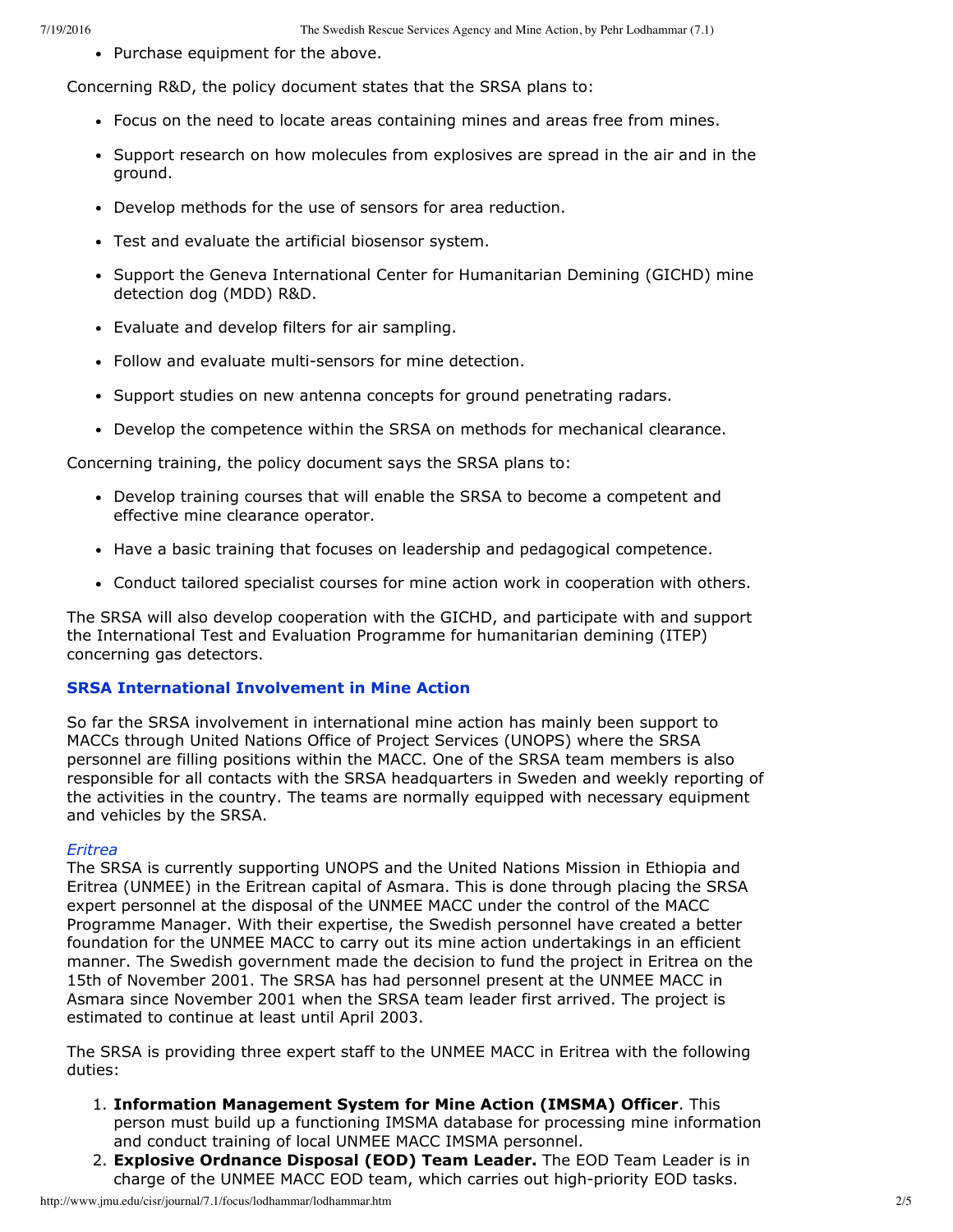- Purchase equipment for the above.

Concerning R&D, the policy document states that the SRSA plans to:

- Focus on the need to locate areas containing mines and areas free from mines.
- Support research on how molecules from explosives are spread in the air and in the ground.
- Develop methods for the use of sensors for area reduction.
- Test and evaluate the artificial biosensor system.
- Support the Geneva International Center for Humanitarian Demining (GICHD) mine detection dog (MDD) R&D.
- Evaluate and develop filters for air sampling.
- Follow and evaluate multi-sensors for mine detection.
- Support studies on new antenna concepts for ground penetrating radars.
- Develop the competence within the SRSA on methods for mechanical clearance.

Concerning training, the policy document says the SRSA plans to:

- Develop training courses that will enable the SRSA to become a competent and effective mine clearance operator.
- Have a basic training that focuses on leadership and pedagogical competence.
- Conduct tailored specialist courses for mine action work in cooperation with others.

The SRSA will also develop cooperation with the GICHD, and participate with and support the International Test and Evaluation Programme for humanitarian demining (ITEP) concerning gas detectors.

### SRSA International Involvement in Mine Action

So far the SRSA involvement in international mine action has mainly been support to MACCs through United Nations Office of Project Services (UNOPS) where the SRSA personnel are filling positions within the MACC. One of the SRSA team members is also responsible for all contacts with the SRSA headquarters in Sweden and weekly reporting of the activities in the country. The teams are normally equipped with necessary equipment and vehicles by the SRSA.

*Eritrea*

The SRSA is currently supporting UNOPS and the United Nations Mission in Ethiopia and Eritrea (UNMEE) in the Eritrean capital of Asmara. This is done through placing the SRSA expert personnel at the disposal of the UNMEE MACC under the control of the MACC Programme Manager. With their expertise, the Swedish personnel have created a better foundation for the UNMEE MACC to carry out its mine action undertakings in an efficient manner. The Swedish government made the decision to fund the project in Eritrea on the 15th of November 2001. The SRSA has had personnel present at the UNMEE MACC in Asmara since November 2001 when the SRSA team leader first arrived. The project is estimated to continue at least until April 2003.

The SRSA is providing three expert staff to the UNMEE MACC in Eritrea with the following duties:

1. **Information Management System for Mine Action (IMSMA) Officer**. This person must build up a functioning IMSMA database for processing mine information and conduct training of local UNMEE MACC IMSMA personnel.
2. **Explosive Ordnance Disposal (EOD) Team Leader.** The EOD Team Leader is in charge of the UNMEE MACC EOD team, which carries out high-priority EOD tasks.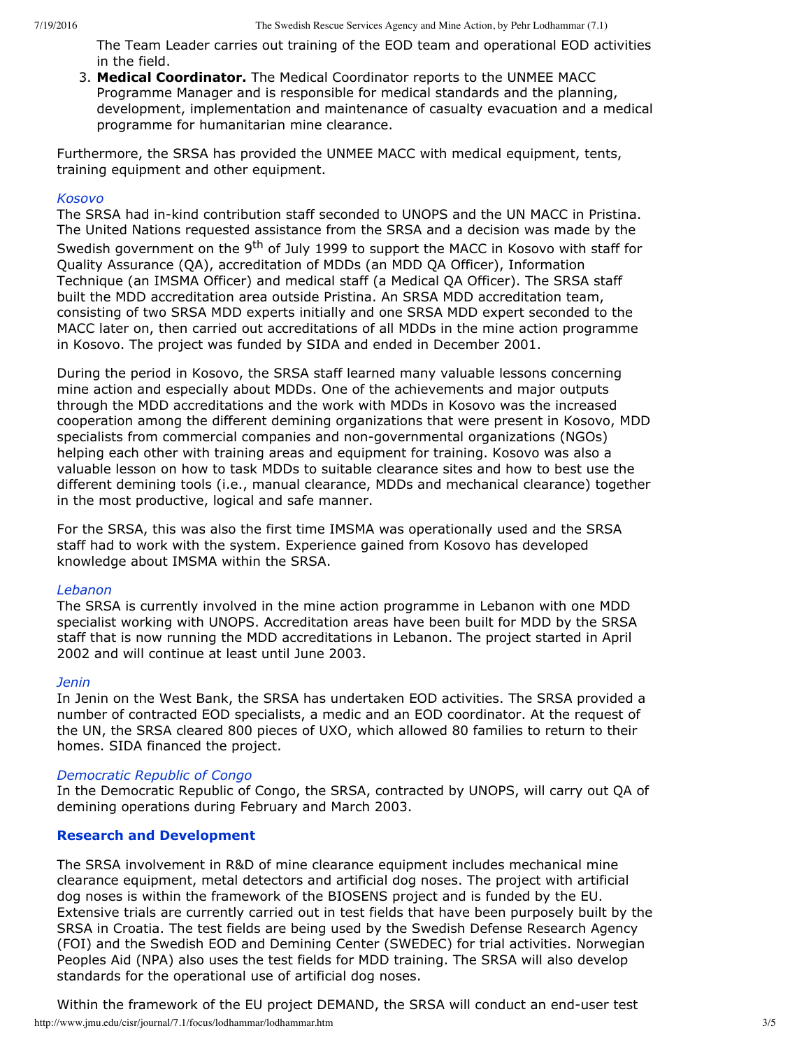The Team Leader carries out training of the EOD team and operational EOD activities in the field.

3. **Medical Coordinator.** The Medical Coordinator reports to the UNMEE MACC Programme Manager and is responsible for medical standards and the planning, development, implementation and maintenance of casualty evacuation and a medical programme for humanitarian mine clearance.

Furthermore, the SRSA has provided the UNMEE MACC with medical equipment, tents, training equipment and other equipment.

*Kosovo*
The SRSA had in-kind contribution staff seconded to UNOPS and the UN MACC in Pristina. The United Nations requested assistance from the SRSA and a decision was made by the Swedish government on the 9th of July 1999 to support the MACC in Kosovo with staff for Quality Assurance (QA), accreditation of MDDs (an MDD QA Officer), Information Technique (an IMSMA Officer) and medical staff (a Medical QA Officer). The SRSA staff built the MDD accreditation area outside Pristina. An SRSA MDD accreditation team, consisting of two SRSA MDD experts initially and one SRSA MDD expert seconded to the MACC later on, then carried out accreditations of all MDDs in the mine action programme in Kosovo. The project was funded by SIDA and ended in December 2001.

During the period in Kosovo, the SRSA staff learned many valuable lessons concerning mine action and especially about MDDs. One of the achievements and major outputs through the MDD accreditations and the work with MDDs in Kosovo was the increased cooperation among the different demining organizations that were present in Kosovo, MDD specialists from commercial companies and non-governmental organizations (NGOs) helping each other with training areas and equipment for training. Kosovo was also a valuable lesson on how to task MDDs to suitable clearance sites and how to best use the different demining tools (i.e., manual clearance, MDDs and mechanical clearance) together in the most productive, logical and safe manner.

For the SRSA, this was also the first time IMSMA was operationally used and the SRSA staff had to work with the system. Experience gained from Kosovo has developed knowledge about IMSMA within the SRSA.

*Lebanon*
The SRSA is currently involved in the mine action programme in Lebanon with one MDD specialist working with UNOPS. Accreditation areas have been built for MDD by the SRSA staff that is now running the MDD accreditations in Lebanon. The project started in April 2002 and will continue at least until June 2003.

*Jenin*
In Jenin on the West Bank, the SRSA has undertaken EOD activities. The SRSA provided a number of contracted EOD specialists, a medic and an EOD coordinator. At the request of the UN, the SRSA cleared 800 pieces of UXO, which allowed 80 families to return to their homes. SIDA financed the project.

*Democratic Republic of Congo*
In the Democratic Republic of Congo, the SRSA, contracted by UNOPS, will carry out QA of demining operations during February and March 2003.

### Research and Development

The SRSA involvement in R&D of mine clearance equipment includes mechanical mine clearance equipment, metal detectors and artificial dog noses. The project with artificial dog noses is within the framework of the BIOSENS project and is funded by the EU. Extensive trials are currently carried out in test fields that have been purposely built by the SRSA in Croatia. The test fields are being used by the Swedish Defense Research Agency (FOI) and the Swedish EOD and Demining Center (SWEDEC) for trial activities. Norwegian Peoples Aid (NPA) also uses the test fields for MDD training. The SRSA will also develop standards for the operational use of artificial dog noses.

Within the framework of the EU project DEMAND, the SRSA will conduct an end-user test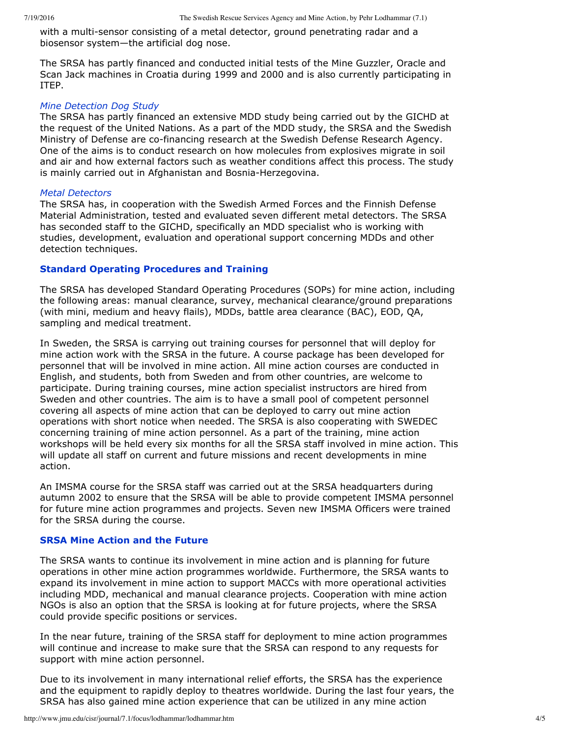with a multi-sensor consisting of a metal detector, ground penetrating radar and a biosensor system—the artificial dog nose.

The SRSA has partly financed and conducted initial tests of the Mine Guzzler, Oracle and Scan Jack machines in Croatia during 1999 and 2000 and is also currently participating in ITEP.

*Mine Detection Dog Study*
The SRSA has partly financed an extensive MDD study being carried out by the GICHD at the request of the United Nations. As a part of the MDD study, the SRSA and the Swedish Ministry of Defense are co-financing research at the Swedish Defense Research Agency. One of the aims is to conduct research on how molecules from explosives migrate in soil and air and how external factors such as weather conditions affect this process. The study is mainly carried out in Afghanistan and Bosnia-Herzegovina.

*Metal Detectors*
The SRSA has, in cooperation with the Swedish Armed Forces and the Finnish Defense Material Administration, tested and evaluated seven different metal detectors. The SRSA has seconded staff to the GICHD, specifically an MDD specialist who is working with studies, development, evaluation and operational support concerning MDDs and other detection techniques.

### Standard Operating Procedures and Training

The SRSA has developed Standard Operating Procedures (SOPs) for mine action, including the following areas: manual clearance, survey, mechanical clearance/ground preparations (with mini, medium and heavy flails), MDDs, battle area clearance (BAC), EOD, QA, sampling and medical treatment.

In Sweden, the SRSA is carrying out training courses for personnel that will deploy for mine action work with the SRSA in the future. A course package has been developed for personnel that will be involved in mine action. All mine action courses are conducted in English, and students, both from Sweden and from other countries, are welcome to participate. During training courses, mine action specialist instructors are hired from Sweden and other countries. The aim is to have a small pool of competent personnel covering all aspects of mine action that can be deployed to carry out mine action operations with short notice when needed. The SRSA is also cooperating with SWEDEC concerning training of mine action personnel. As a part of the training, mine action workshops will be held every six months for all the SRSA staff involved in mine action. This will update all staff on current and future missions and recent developments in mine action.

An IMSMA course for the SRSA staff was carried out at the SRSA headquarters during autumn 2002 to ensure that the SRSA will be able to provide competent IMSMA personnel for future mine action programmes and projects. Seven new IMSMA Officers were trained for the SRSA during the course.

### SRSA Mine Action and the Future

The SRSA wants to continue its involvement in mine action and is planning for future operations in other mine action programmes worldwide. Furthermore, the SRSA wants to expand its involvement in mine action to support MACCs with more operational activities including MDD, mechanical and manual clearance projects. Cooperation with mine action NGOs is also an option that the SRSA is looking at for future projects, where the SRSA could provide specific positions or services.

In the near future, training of the SRSA staff for deployment to mine action programmes will continue and increase to make sure that the SRSA can respond to any requests for support with mine action personnel.

Due to its involvement in many international relief efforts, the SRSA has the experience and the equipment to rapidly deploy to theatres worldwide. During the last four years, the SRSA has also gained mine action experience that can be utilized in any mine action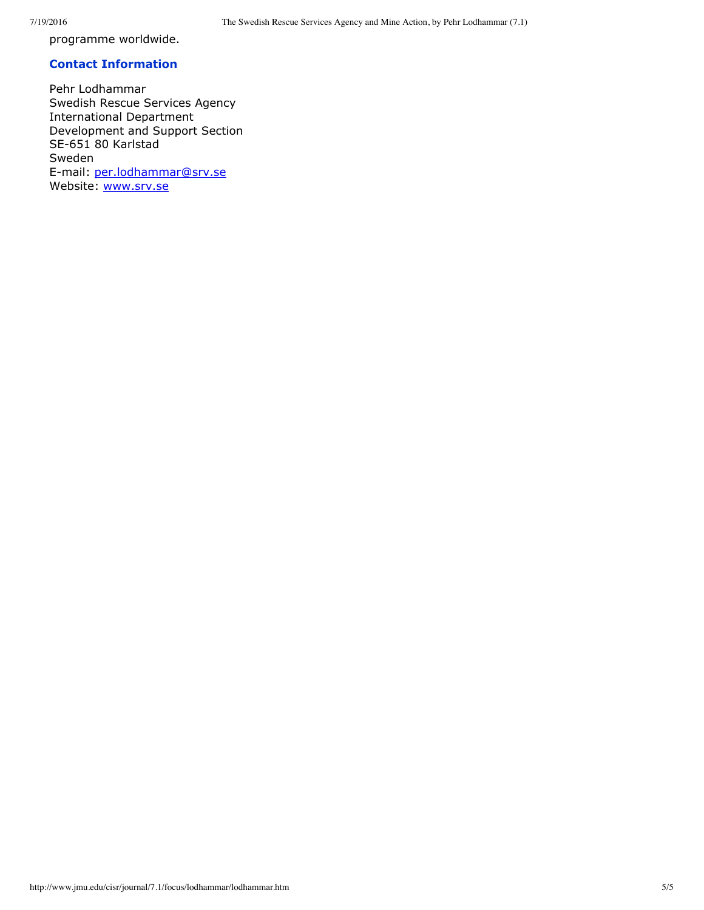programme worldwide.

### Contact Information

Pehr Lodhammar
Swedish Rescue Services Agency
International Department
Development and Support Section
SE-651 80 Karlstad
Sweden
E-mail: per.lodhammar@srv.se
Website: www.srv.se